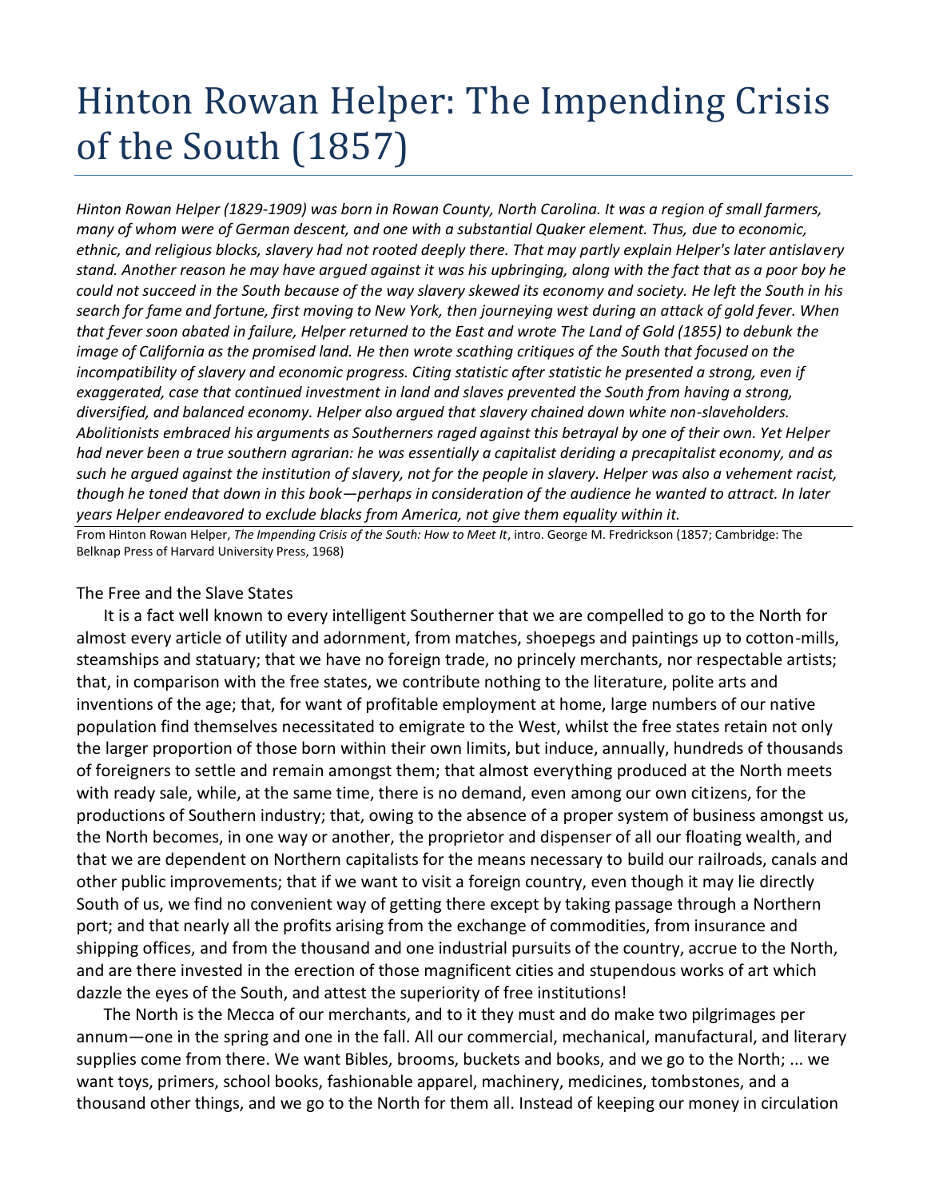# Hinton Rowan Helper: The Impending Crisis of the South (1857)

*Hinton Rowan Helper (1829-1909) was born in Rowan County, North Carolina. It was a region of small farmers, many of whom were of German descent, and one with a substantial Quaker element. Thus, due to economic, ethnic, and religious blocks, slavery had not rooted deeply there. That may partly explain Helper's later antislavery stand. Another reason he may have argued against it was his upbringing, along with the fact that as a poor boy he could not succeed in the South because of the way slavery skewed its economy and society. He left the South in his search for fame and fortune, first moving to New York, then journeying west during an attack of gold fever. When that fever soon abated in failure, Helper returned to the East and wrote The Land of Gold (1855) to debunk the image of California as the promised land. He then wrote scathing critiques of the South that focused on the incompatibility of slavery and economic progress. Citing statistic after statistic he presented a strong, even if exaggerated, case that continued investment in land and slaves prevented the South from having a strong, diversified, and balanced economy. Helper also argued that slavery chained down white non-slaveholders. Abolitionists embraced his arguments as Southerners raged against this betrayal by one of their own. Yet Helper had never been a true southern agrarian: he was essentially a capitalist deriding a precapitalist economy, and as such he argued against the institution of slavery, not for the people in slavery. Helper was also a vehement racist, though he toned that down in this book—perhaps in consideration of the audience he wanted to attract. In later years Helper endeavored to exclude blacks from America, not give them equality within it.*

From Hinton Rowan Helper, *The Impending Crisis of the South: How to Meet It*, intro. George M. Fredrickson (1857; Cambridge: The Belknap Press of Harvard University Press, 1968)

The Free and the Slave States

It is a fact well known to every intelligent Southerner that we are compelled to go to the North for almost every article of utility and adornment, from matches, shoepegs and paintings up to cotton-mills, steamships and statuary; that we have no foreign trade, no princely merchants, nor respectable artists; that, in comparison with the free states, we contribute nothing to the literature, polite arts and inventions of the age; that, for want of profitable employment at home, large numbers of our native population find themselves necessitated to emigrate to the West, whilst the free states retain not only the larger proportion of those born within their own limits, but induce, annually, hundreds of thousands of foreigners to settle and remain amongst them; that almost everything produced at the North meets with ready sale, while, at the same time, there is no demand, even among our own citizens, for the productions of Southern industry; that, owing to the absence of a proper system of business amongst us, the North becomes, in one way or another, the proprietor and dispenser of all our floating wealth, and that we are dependent on Northern capitalists for the means necessary to build our railroads, canals and other public improvements; that if we want to visit a foreign country, even though it may lie directly South of us, we find no convenient way of getting there except by taking passage through a Northern port; and that nearly all the profits arising from the exchange of commodities, from insurance and shipping offices, and from the thousand and one industrial pursuits of the country, accrue to the North, and are there invested in the erection of those magnificent cities and stupendous works of art which dazzle the eyes of the South, and attest the superiority of free institutions!

The North is the Mecca of our merchants, and to it they must and do make two pilgrimages per annum—one in the spring and one in the fall. All our commercial, mechanical, manufactural, and literary supplies come from there. We want Bibles, brooms, buckets and books, and we go to the North; ... we want toys, primers, school books, fashionable apparel, machinery, medicines, tombstones, and a thousand other things, and we go to the North for them all. Instead of keeping our money in circulation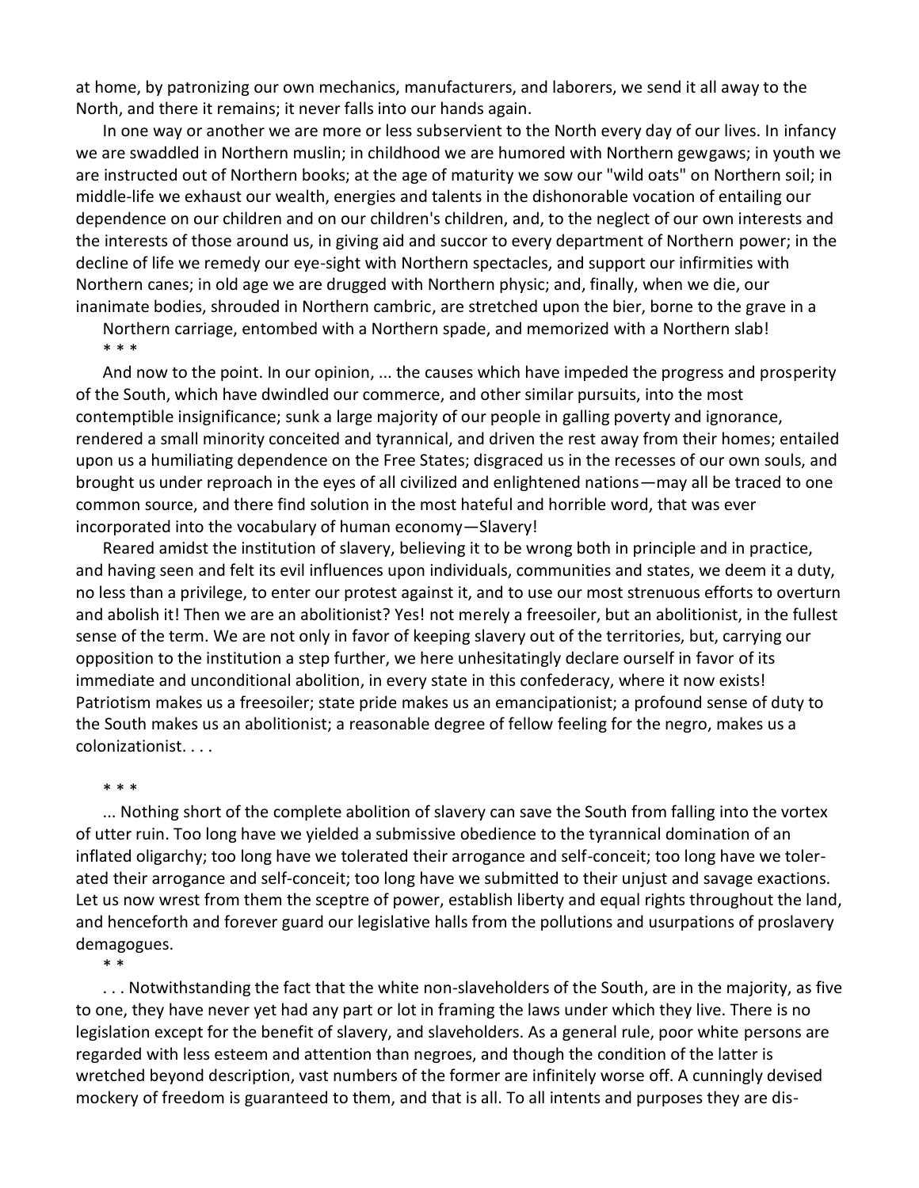at home, by patronizing our own mechanics, manufacturers, and laborers, we send it all away to the North, and there it remains; it never falls into our hands again.

In one way or another we are more or less subservient to the North every day of our lives. In infancy we are swaddled in Northern muslin; in childhood we are humored with Northern gewgaws; in youth we are instructed out of Northern books; at the age of maturity we sow our "wild oats" on Northern soil; in middle-life we exhaust our wealth, energies and talents in the dishonorable vocation of entailing our dependence on our children and on our children's children, and, to the neglect of our own interests and the interests of those around us, in giving aid and succor to every department of Northern power; in the decline of life we remedy our eye-sight with Northern spectacles, and support our infirmities with Northern canes; in old age we are drugged with Northern physic; and, finally, when we die, our inanimate bodies, shrouded in Northern cambric, are stretched upon the bier, borne to the grave in a Northern carriage, entombed with a Northern spade, and memorized with a Northern slab!

\* \* \*

And now to the point. In our opinion, ... the causes which have impeded the progress and prosperity of the South, which have dwindled our commerce, and other similar pursuits, into the most contemptible insignificance; sunk a large majority of our people in galling poverty and ignorance, rendered a small minority conceited and tyrannical, and driven the rest away from their homes; entailed upon us a humiliating dependence on the Free States; disgraced us in the recesses of our own souls, and brought us under reproach in the eyes of all civilized and enlightened nations—may all be traced to one common source, and there find solution in the most hateful and horrible word, that was ever incorporated into the vocabulary of human economy—Slavery!

Reared amidst the institution of slavery, believing it to be wrong both in principle and in practice, and having seen and felt its evil influences upon individuals, communities and states, we deem it a duty, no less than a privilege, to enter our protest against it, and to use our most strenuous efforts to overturn and abolish it! Then we are an abolitionist? Yes! not merely a freesoiler, but an abolitionist, in the fullest sense of the term. We are not only in favor of keeping slavery out of the territories, but, carrying our opposition to the institution a step further, we here unhesitatingly declare ourself in favor of its immediate and unconditional abolition, in every state in this confederacy, where it now exists! Patriotism makes us a freesoiler; state pride makes us an emancipationist; a profound sense of duty to the South makes us an abolitionist; a reasonable degree of fellow feeling for the negro, makes us a colonizationist. . . .

\* \* \*

... Nothing short of the complete abolition of slavery can save the South from falling into the vortex of utter ruin. Too long have we yielded a submissive obedience to the tyrannical domination of an inflated oligarchy; too long have we tolerated their arrogance and self-conceit; too long have we tolerated their arrogance and self-conceit; too long have we submitted to their unjust and savage exactions. Let us now wrest from them the sceptre of power, establish liberty and equal rights throughout the land, and henceforth and forever guard our legislative halls from the pollutions and usurpations of proslavery demagogues.

\* \*

. . . Notwithstanding the fact that the white non-slaveholders of the South, are in the majority, as five to one, they have never yet had any part or lot in framing the laws under which they live. There is no legislation except for the benefit of slavery, and slaveholders. As a general rule, poor white persons are regarded with less esteem and attention than negroes, and though the condition of the latter is wretched beyond description, vast numbers of the former are infinitely worse off. A cunningly devised mockery of freedom is guaranteed to them, and that is all. To all intents and purposes they are dis-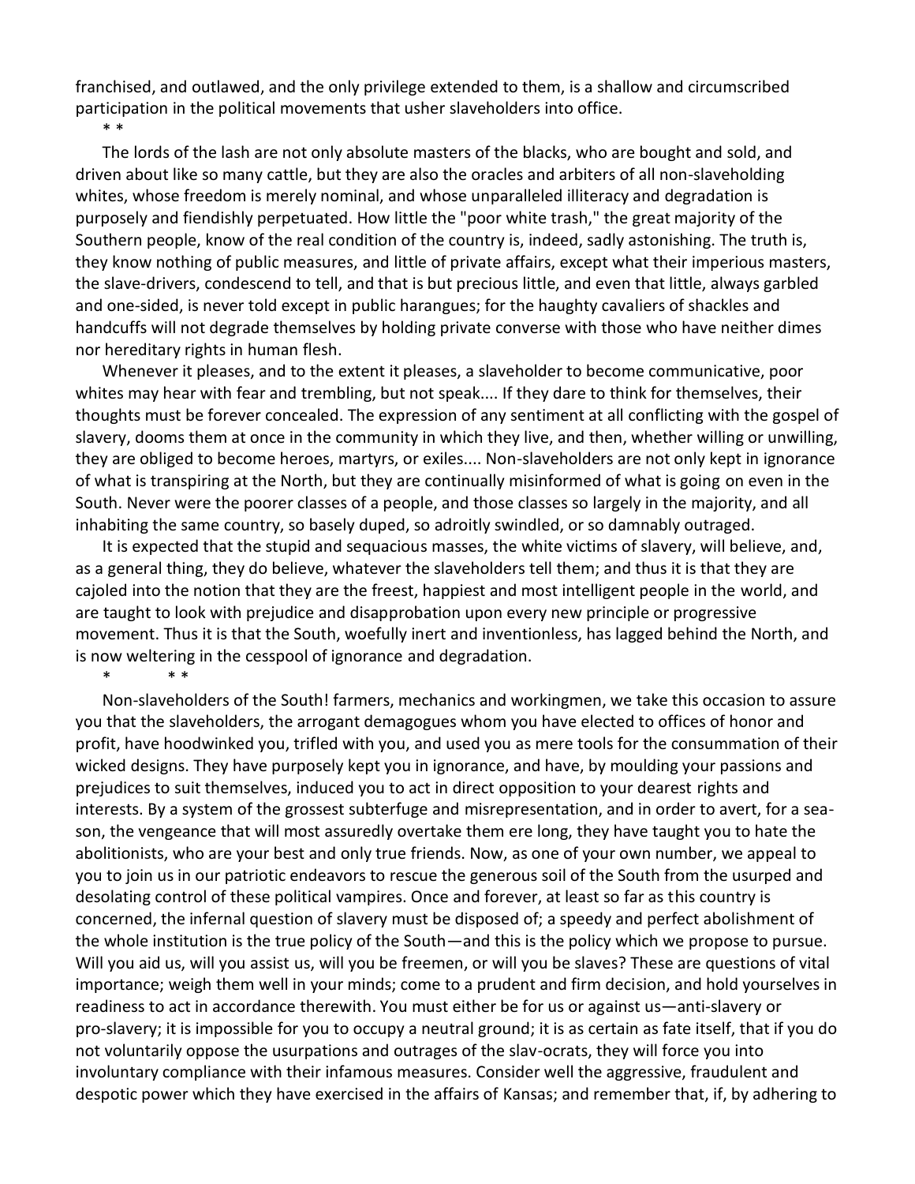franchised, and outlawed, and the only privilege extended to them, is a shallow and circumscribed participation in the political movements that usher slaveholders into office.

\* \*

The lords of the lash are not only absolute masters of the blacks, who are bought and sold, and driven about like so many cattle, but they are also the oracles and arbiters of all non-slaveholding whites, whose freedom is merely nominal, and whose unparalleled illiteracy and degradation is purposely and fiendishly perpetuated. How little the "poor white trash," the great majority of the Southern people, know of the real condition of the country is, indeed, sadly astonishing. The truth is, they know nothing of public measures, and little of private affairs, except what their imperious masters, the slave-drivers, condescend to tell, and that is but precious little, and even that little, always garbled and one-sided, is never told except in public harangues; for the haughty cavaliers of shackles and handcuffs will not degrade themselves by holding private converse with those who have neither dimes nor hereditary rights in human flesh.

Whenever it pleases, and to the extent it pleases, a slaveholder to become communicative, poor whites may hear with fear and trembling, but not speak.... If they dare to think for themselves, their thoughts must be forever concealed. The expression of any sentiment at all conflicting with the gospel of slavery, dooms them at once in the community in which they live, and then, whether willing or unwilling, they are obliged to become heroes, martyrs, or exiles.... Non-slaveholders are not only kept in ignorance of what is transpiring at the North, but they are continually misinformed of what is going on even in the South. Never were the poorer classes of a people, and those classes so largely in the majority, and all inhabiting the same country, so basely duped, so adroitly swindled, or so damnably outraged.

It is expected that the stupid and sequacious masses, the white victims of slavery, will believe, and, as a general thing, they do believe, whatever the slaveholders tell them; and thus it is that they are cajoled into the notion that they are the freest, happiest and most intelligent people in the world, and are taught to look with prejudice and disapprobation upon every new principle or progressive movement. Thus it is that the South, woefully inert and inventionless, has lagged behind the North, and is now weltering in the cesspool of ignorance and degradation.

\* \* \*

Non-slaveholders of the South! farmers, mechanics and workingmen, we take this occasion to assure you that the slaveholders, the arrogant demagogues whom you have elected to offices of honor and profit, have hoodwinked you, trifled with you, and used you as mere tools for the consummation of their wicked designs. They have purposely kept you in ignorance, and have, by moulding your passions and prejudices to suit themselves, induced you to act in direct opposition to your dearest rights and interests. By a system of the grossest subterfuge and misrepresentation, and in order to avert, for a season, the vengeance that will most assuredly overtake them ere long, they have taught you to hate the abolitionists, who are your best and only true friends. Now, as one of your own number, we appeal to you to join us in our patriotic endeavors to rescue the generous soil of the South from the usurped and desolating control of these political vampires. Once and forever, at least so far as this country is concerned, the infernal question of slavery must be disposed of; a speedy and perfect abolishment of the whole institution is the true policy of the South—and this is the policy which we propose to pursue. Will you aid us, will you assist us, will you be freemen, or will you be slaves? These are questions of vital importance; weigh them well in your minds; come to a prudent and firm decision, and hold yourselves in readiness to act in accordance therewith. You must either be for us or against us—anti-slavery or pro-slavery; it is impossible for you to occupy a neutral ground; it is as certain as fate itself, that if you do not voluntarily oppose the usurpations and outrages of the slav-ocrats, they will force you into involuntary compliance with their infamous measures. Consider well the aggressive, fraudulent and despotic power which they have exercised in the affairs of Kansas; and remember that, if, by adhering to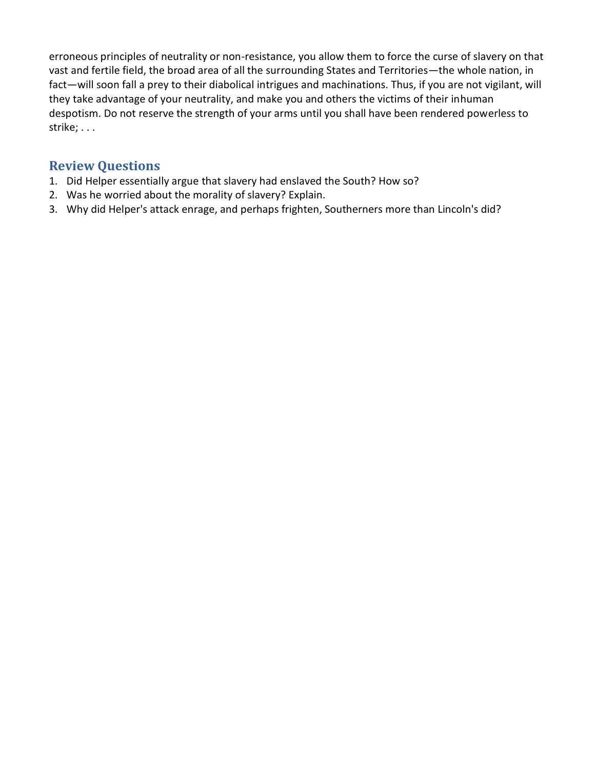erroneous principles of neutrality or non-resistance, you allow them to force the curse of slavery on that vast and fertile field, the broad area of all the surrounding States and Territories—the whole nation, in fact—will soon fall a prey to their diabolical intrigues and machinations. Thus, if you are not vigilant, will they take advantage of your neutrality, and make you and others the victims of their inhuman despotism. Do not reserve the strength of your arms until you shall have been rendered powerless to strike; . . .

## Review Questions

1. Did Helper essentially argue that slavery had enslaved the South? How so?
2. Was he worried about the morality of slavery? Explain.
3. Why did Helper's attack enrage, and perhaps frighten, Southerners more than Lincoln's did?